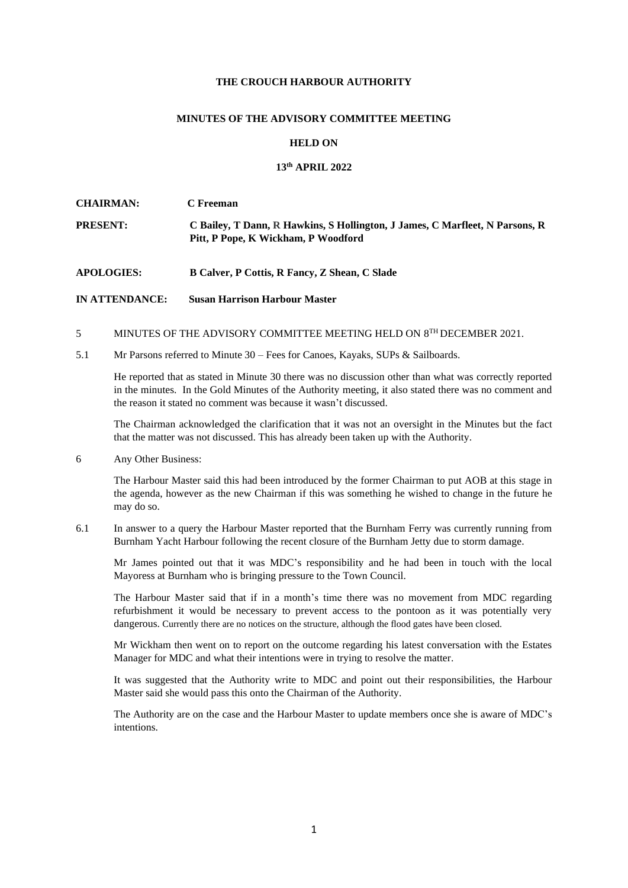**THE CROUCH HARBOUR AUTHORITY**

**MINUTES OF THE ADVISORY COMMITTEE MEETING**

**HELD ON**

**13th APRIL 2022**

**CHAIRMAN:** **C Freeman**

**PRESENT:** **C Bailey, T Dann, R Hawkins, S Hollington, J James, C Marfleet, N Parsons, R Pitt, P Pope, K Wickham, P Woodford**

**APOLOGIES:** **B Calver, P Cottis, R Fancy, Z Shean, C Slade**

**IN ATTENDANCE:** **Susan Harrison Harbour Master**

5 MINUTES OF THE ADVISORY COMMITTEE MEETING HELD ON 8TH DECEMBER 2021.

5.1 Mr Parsons referred to Minute 30 – Fees for Canoes, Kayaks, SUPs & Sailboards.

He reported that as stated in Minute 30 there was no discussion other than what was correctly reported in the minutes. In the Gold Minutes of the Authority meeting, it also stated there was no comment and the reason it stated no comment was because it wasn't discussed.

The Chairman acknowledged the clarification that it was not an oversight in the Minutes but the fact that the matter was not discussed. This has already been taken up with the Authority.

6 Any Other Business:

The Harbour Master said this had been introduced by the former Chairman to put AOB at this stage in the agenda, however as the new Chairman if this was something he wished to change in the future he may do so.

6.1 In answer to a query the Harbour Master reported that the Burnham Ferry was currently running from Burnham Yacht Harbour following the recent closure of the Burnham Jetty due to storm damage.

Mr James pointed out that it was MDC's responsibility and he had been in touch with the local Mayoress at Burnham who is bringing pressure to the Town Council.

The Harbour Master said that if in a month's time there was no movement from MDC regarding refurbishment it would be necessary to prevent access to the pontoon as it was potentially very dangerous. Currently there are no notices on the structure, although the flood gates have been closed.

Mr Wickham then went on to report on the outcome regarding his latest conversation with the Estates Manager for MDC and what their intentions were in trying to resolve the matter.

It was suggested that the Authority write to MDC and point out their responsibilities, the Harbour Master said she would pass this onto the Chairman of the Authority.

The Authority are on the case and the Harbour Master to update members once she is aware of MDC's intentions.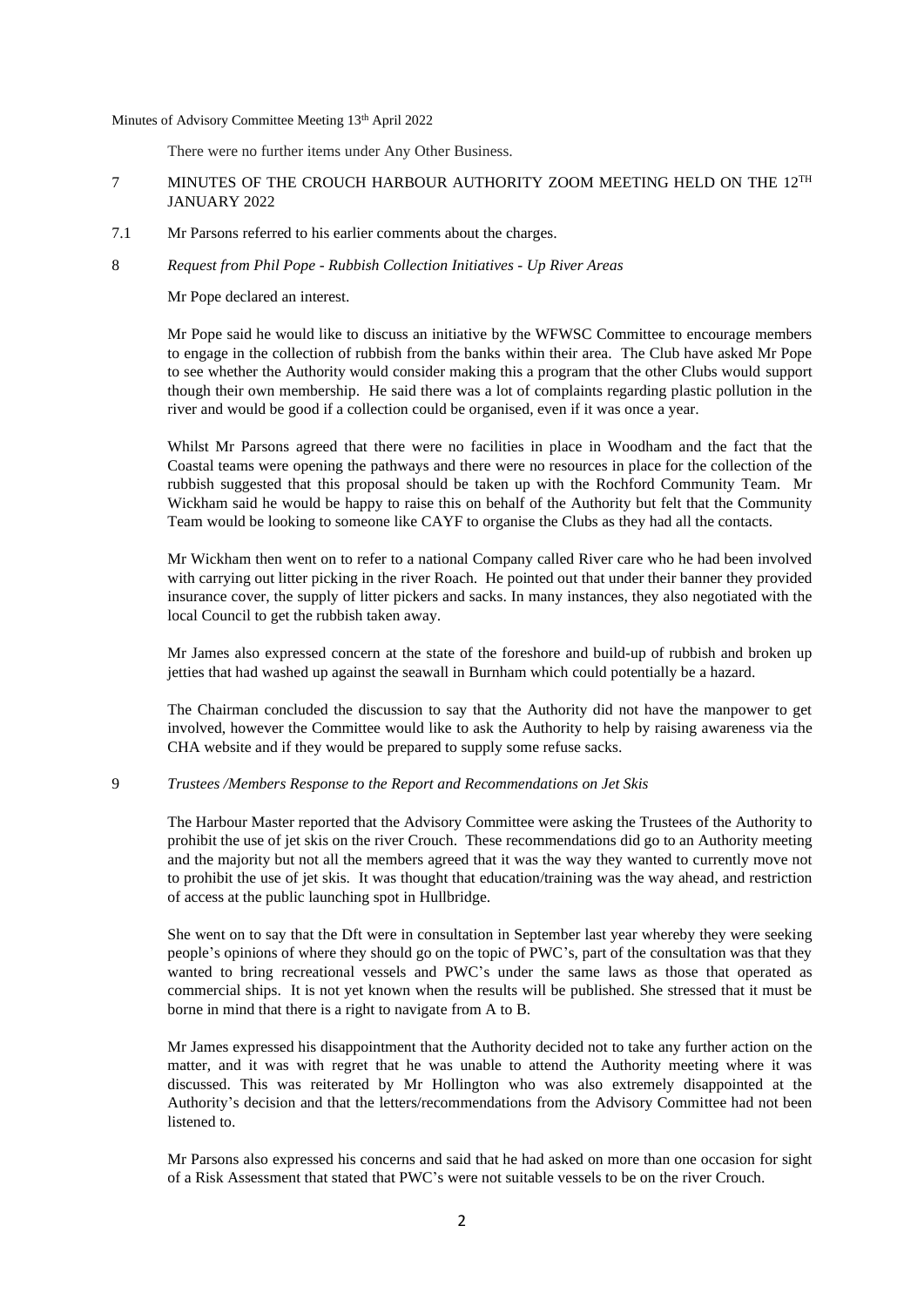There were no further items under Any Other Business.

## 7 MINUTES OF THE CROUCH HARBOUR AUTHORITY ZOOM MEETING HELD ON THE 12TH JANUARY 2022

7.1 Mr Parsons referred to his earlier comments about the charges.

## 8 *Request from Phil Pope - Rubbish Collection Initiatives - Up River Areas*

Mr Pope declared an interest.

Mr Pope said he would like to discuss an initiative by the WFWSC Committee to encourage members to engage in the collection of rubbish from the banks within their area. The Club have asked Mr Pope to see whether the Authority would consider making this a program that the other Clubs would support though their own membership. He said there was a lot of complaints regarding plastic pollution in the river and would be good if a collection could be organised, even if it was once a year.

Whilst Mr Parsons agreed that there were no facilities in place in Woodham and the fact that the Coastal teams were opening the pathways and there were no resources in place for the collection of the rubbish suggested that this proposal should be taken up with the Rochford Community Team. Mr Wickham said he would be happy to raise this on behalf of the Authority but felt that the Community Team would be looking to someone like CAYF to organise the Clubs as they had all the contacts.

Mr Wickham then went on to refer to a national Company called River care who he had been involved with carrying out litter picking in the river Roach. He pointed out that under their banner they provided insurance cover, the supply of litter pickers and sacks. In many instances, they also negotiated with the local Council to get the rubbish taken away.

Mr James also expressed concern at the state of the foreshore and build-up of rubbish and broken up jetties that had washed up against the seawall in Burnham which could potentially be a hazard.

The Chairman concluded the discussion to say that the Authority did not have the manpower to get involved, however the Committee would like to ask the Authority to help by raising awareness via the CHA website and if they would be prepared to supply some refuse sacks.

## 9 *Trustees /Members Response to the Report and Recommendations on Jet Skis*

The Harbour Master reported that the Advisory Committee were asking the Trustees of the Authority to prohibit the use of jet skis on the river Crouch. These recommendations did go to an Authority meeting and the majority but not all the members agreed that it was the way they wanted to currently move not to prohibit the use of jet skis. It was thought that education/training was the way ahead, and restriction of access at the public launching spot in Hullbridge.

She went on to say that the Dft were in consultation in September last year whereby they were seeking people's opinions of where they should go on the topic of PWC's, part of the consultation was that they wanted to bring recreational vessels and PWC's under the same laws as those that operated as commercial ships. It is not yet known when the results will be published. She stressed that it must be borne in mind that there is a right to navigate from A to B.

Mr James expressed his disappointment that the Authority decided not to take any further action on the matter, and it was with regret that he was unable to attend the Authority meeting where it was discussed. This was reiterated by Mr Hollington who was also extremely disappointed at the Authority's decision and that the letters/recommendations from the Advisory Committee had not been listened to.

Mr Parsons also expressed his concerns and said that he had asked on more than one occasion for sight of a Risk Assessment that stated that PWC's were not suitable vessels to be on the river Crouch.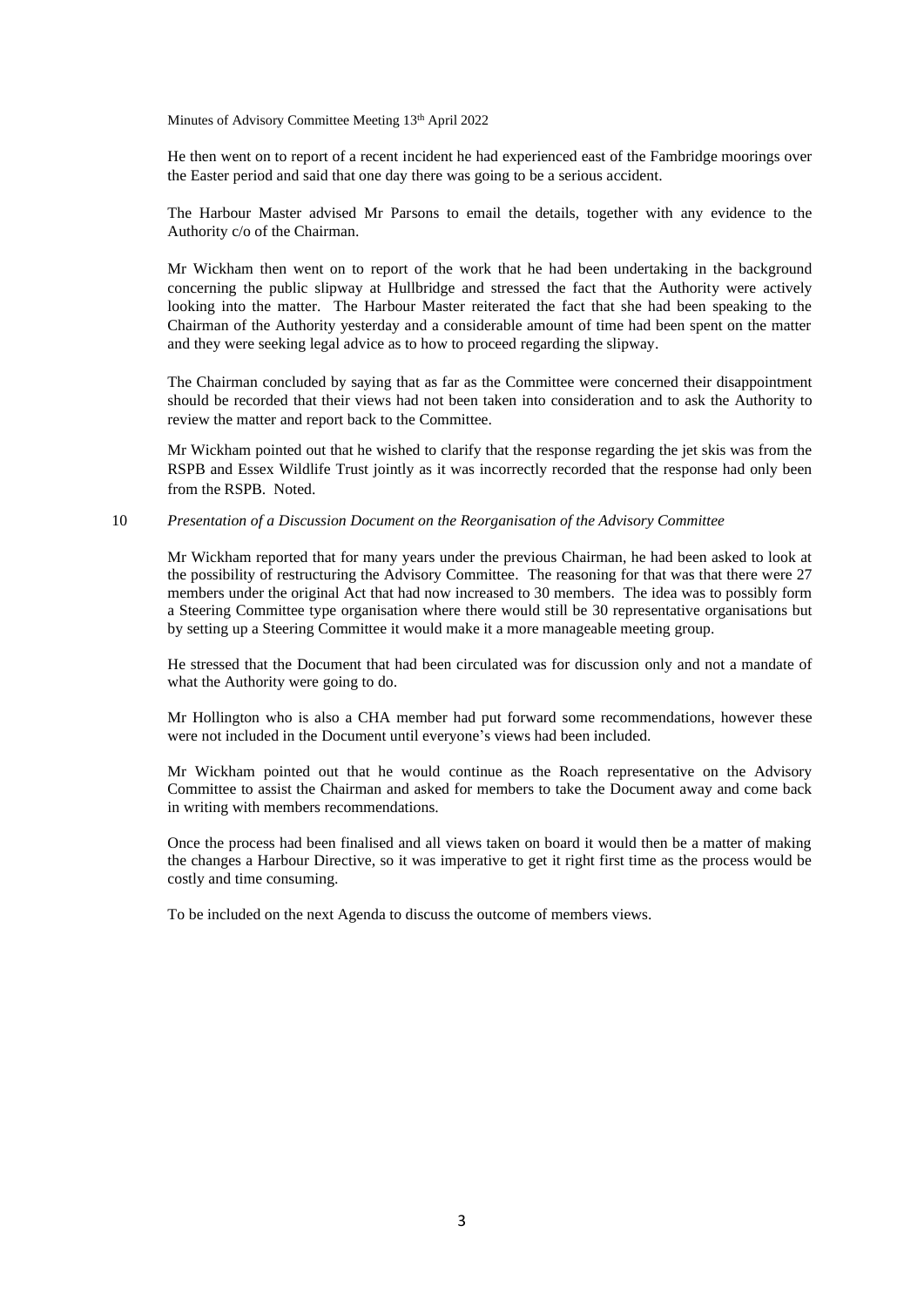He then went on to report of a recent incident he had experienced east of the Fambridge moorings over the Easter period and said that one day there was going to be a serious accident.

The Harbour Master advised Mr Parsons to email the details, together with any evidence to the Authority c/o of the Chairman.

Mr Wickham then went on to report of the work that he had been undertaking in the background concerning the public slipway at Hullbridge and stressed the fact that the Authority were actively looking into the matter. The Harbour Master reiterated the fact that she had been speaking to the Chairman of the Authority yesterday and a considerable amount of time had been spent on the matter and they were seeking legal advice as to how to proceed regarding the slipway.

The Chairman concluded by saying that as far as the Committee were concerned their disappointment should be recorded that their views had not been taken into consideration and to ask the Authority to review the matter and report back to the Committee.

Mr Wickham pointed out that he wished to clarify that the response regarding the jet skis was from the RSPB and Essex Wildlife Trust jointly as it was incorrectly recorded that the response had only been from the RSPB. Noted.

10 *Presentation of a Discussion Document on the Reorganisation of the Advisory Committee*

Mr Wickham reported that for many years under the previous Chairman, he had been asked to look at the possibility of restructuring the Advisory Committee. The reasoning for that was that there were 27 members under the original Act that had now increased to 30 members. The idea was to possibly form a Steering Committee type organisation where there would still be 30 representative organisations but by setting up a Steering Committee it would make it a more manageable meeting group.

He stressed that the Document that had been circulated was for discussion only and not a mandate of what the Authority were going to do.

Mr Hollington who is also a CHA member had put forward some recommendations, however these were not included in the Document until everyone's views had been included.

Mr Wickham pointed out that he would continue as the Roach representative on the Advisory Committee to assist the Chairman and asked for members to take the Document away and come back in writing with members recommendations.

Once the process had been finalised and all views taken on board it would then be a matter of making the changes a Harbour Directive, so it was imperative to get it right first time as the process would be costly and time consuming.

To be included on the next Agenda to discuss the outcome of members views.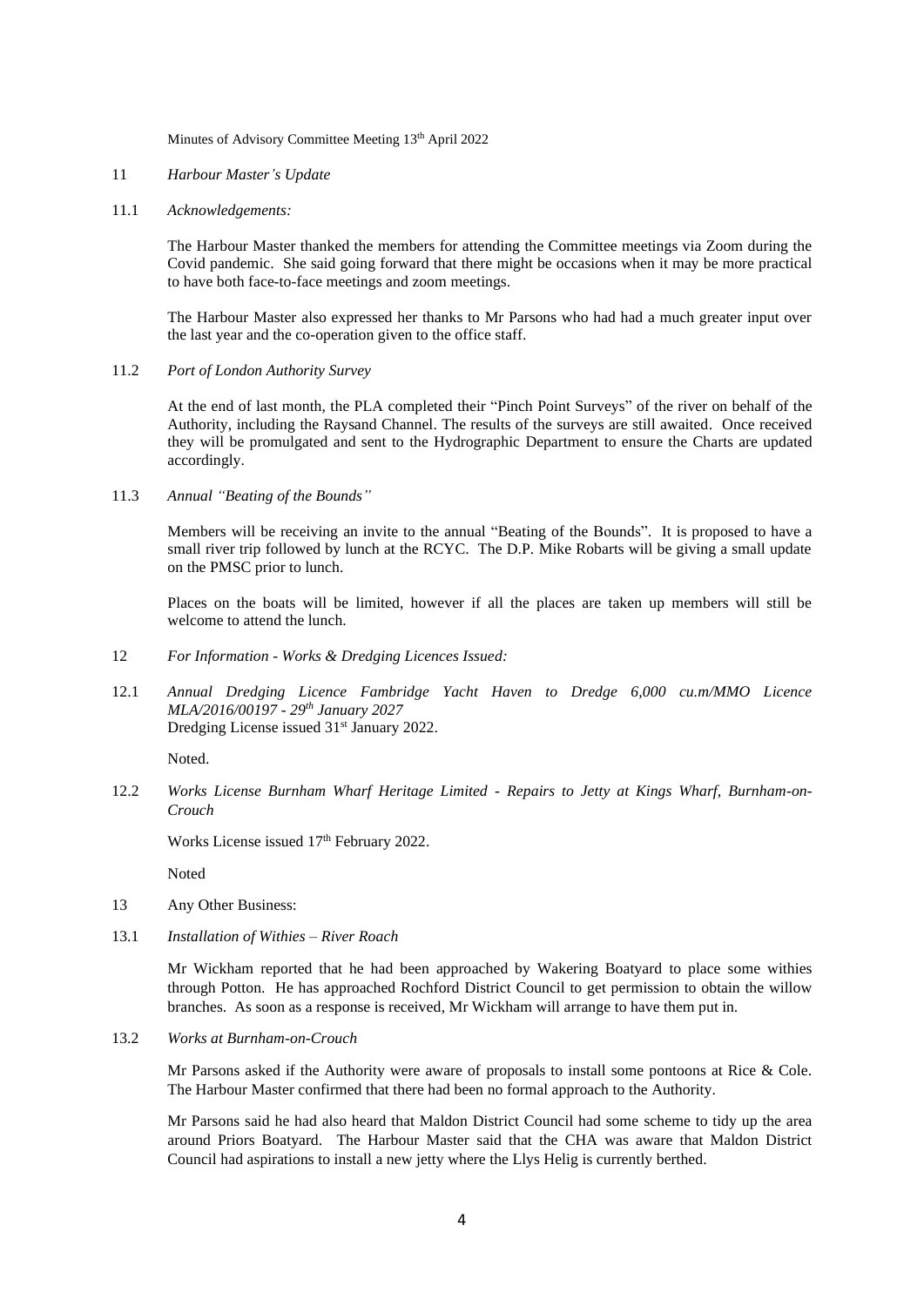Minutes of Advisory Committee Meeting 13th April 2022

11 *Harbour Master's Update*

11.1 *Acknowledgements:*

The Harbour Master thanked the members for attending the Committee meetings via Zoom during the Covid pandemic. She said going forward that there might be occasions when it may be more practical to have both face-to-face meetings and zoom meetings.

The Harbour Master also expressed her thanks to Mr Parsons who had had a much greater input over the last year and the co-operation given to the office staff.

11.2 *Port of London Authority Survey*

At the end of last month, the PLA completed their "Pinch Point Surveys" of the river on behalf of the Authority, including the Raysand Channel. The results of the surveys are still awaited. Once received they will be promulgated and sent to the Hydrographic Department to ensure the Charts are updated accordingly.

11.3 *Annual "Beating of the Bounds"*

Members will be receiving an invite to the annual "Beating of the Bounds". It is proposed to have a small river trip followed by lunch at the RCYC. The D.P. Mike Robarts will be giving a small update on the PMSC prior to lunch.

Places on the boats will be limited, however if all the places are taken up members will still be welcome to attend the lunch.

12 *For Information - Works & Dredging Licences Issued:*

12.1 *Annual Dredging Licence Fambridge Yacht Haven to Dredge 6,000 cu.m/MMO Licence MLA/2016/00197 - 29th January 2027*
Dredging License issued 31st January 2022.

Noted.

12.2 *Works License Burnham Wharf Heritage Limited - Repairs to Jetty at Kings Wharf, Burnham-on-Crouch*

Works License issued 17th February 2022.

Noted

13 Any Other Business:

13.1 *Installation of Withies – River Roach*

Mr Wickham reported that he had been approached by Wakering Boatyard to place some withies through Potton. He has approached Rochford District Council to get permission to obtain the willow branches. As soon as a response is received, Mr Wickham will arrange to have them put in.

13.2 *Works at Burnham-on-Crouch*

Mr Parsons asked if the Authority were aware of proposals to install some pontoons at Rice & Cole. The Harbour Master confirmed that there had been no formal approach to the Authority.

Mr Parsons said he had also heard that Maldon District Council had some scheme to tidy up the area around Priors Boatyard. The Harbour Master said that the CHA was aware that Maldon District Council had aspirations to install a new jetty where the Llys Helig is currently berthed.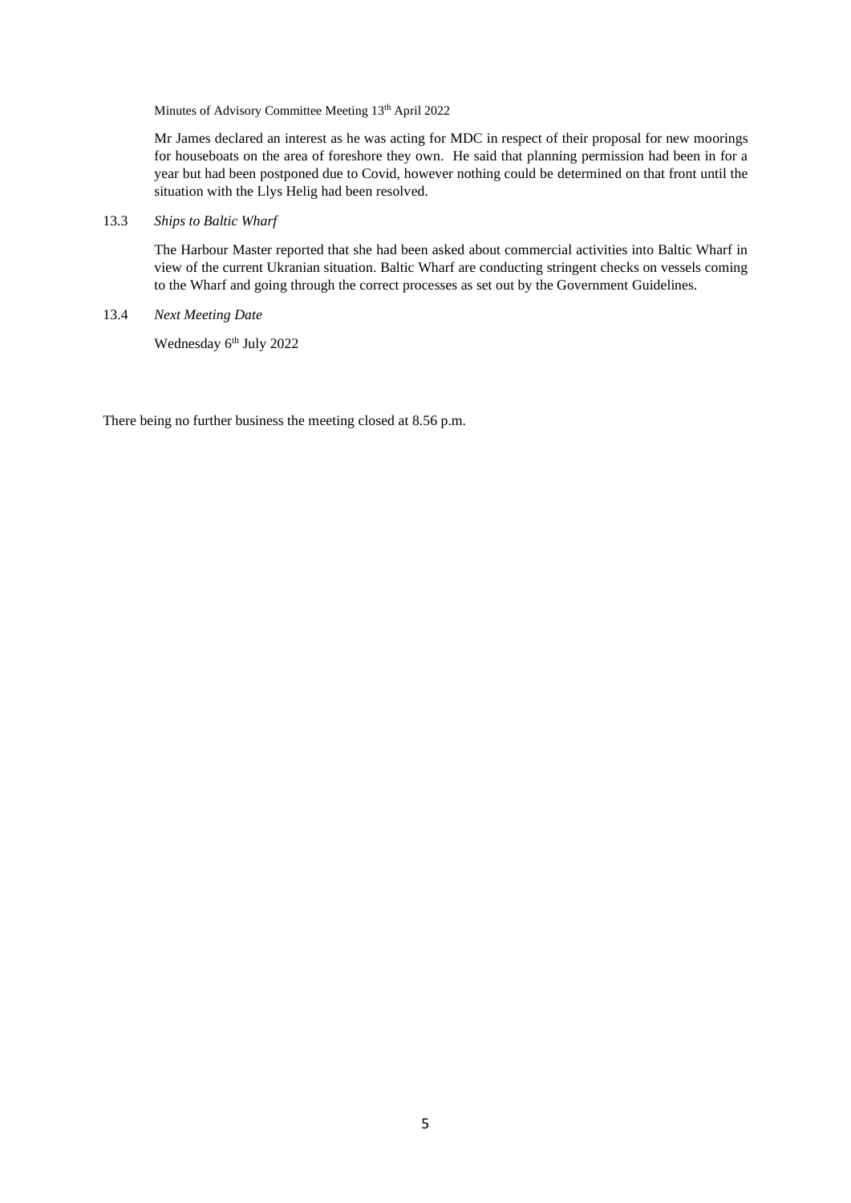Mr James declared an interest as he was acting for MDC in respect of their proposal for new moorings for houseboats on the area of foreshore they own. He said that planning permission had been in for a year but had been postponed due to Covid, however nothing could be determined on that front until the situation with the Llys Helig had been resolved.

13.3 *Ships to Baltic Wharf*

The Harbour Master reported that she had been asked about commercial activities into Baltic Wharf in view of the current Ukranian situation. Baltic Wharf are conducting stringent checks on vessels coming to the Wharf and going through the correct processes as set out by the Government Guidelines.

13.4 *Next Meeting Date*

Wednesday 6th July 2022

There being no further business the meeting closed at 8.56 p.m.